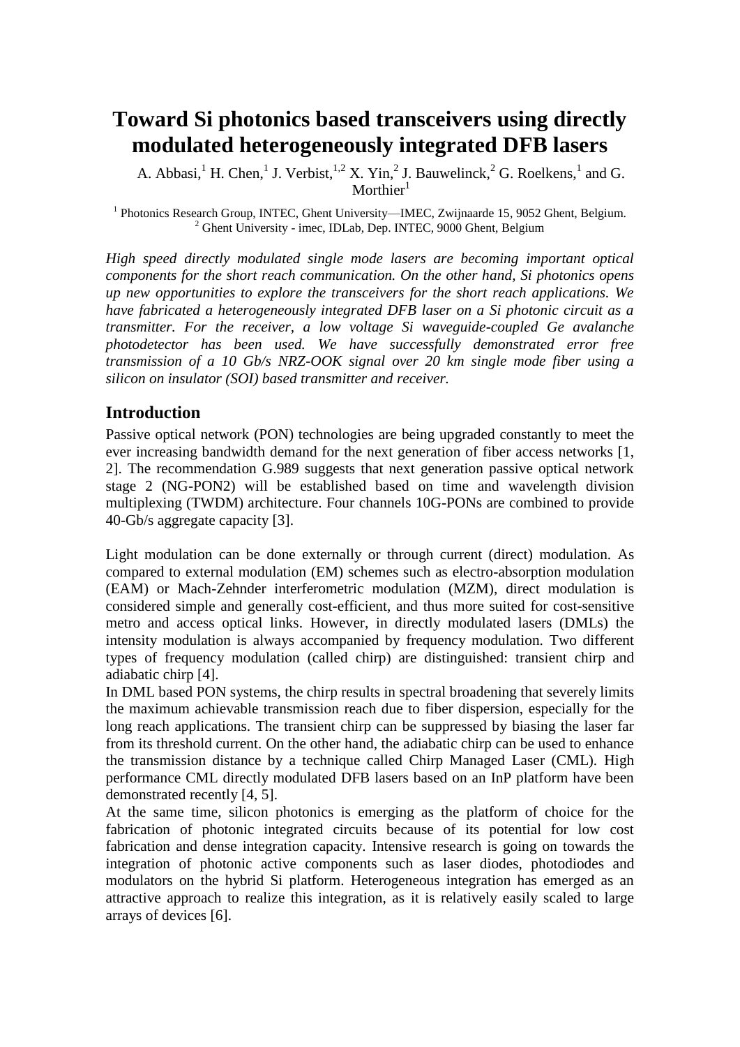# Toward Si photonics based transceivers using directly modulated heterogeneously integrated DFB lasers

A. Abbasi,[1] H. Chen,[1] J. Verbist,[1,2] X. Yin,[2] J. Bauwelinck,[2] G. Roelkens,[1] and G. Morthier[1]

[1] Photonics Research Group, INTEC, Ghent University—IMEC, Zwijnaarde 15, 9052 Ghent, Belgium.
[2] Ghent University - imec, IDLab, Dep. INTEC, 9000 Ghent, Belgium

*High speed directly modulated single mode lasers are becoming important optical components for the short reach communication. On the other hand, Si photonics opens up new opportunities to explore the transceivers for the short reach applications. We have fabricated a heterogeneously integrated DFB laser on a Si photonic circuit as a transmitter. For the receiver, a low voltage Si waveguide-coupled Ge avalanche photodetector has been used. We have successfully demonstrated error free transmission of a 10 Gb/s NRZ-OOK signal over 20 km single mode fiber using a silicon on insulator (SOI) based transmitter and receiver.*

## Introduction

Passive optical network (PON) technologies are being upgraded constantly to meet the ever increasing bandwidth demand for the next generation of fiber access networks [1, 2]. The recommendation G.989 suggests that next generation passive optical network stage 2 (NG-PON2) will be established based on time and wavelength division multiplexing (TWDM) architecture. Four channels 10G-PONs are combined to provide 40-Gb/s aggregate capacity [3].

Light modulation can be done externally or through current (direct) modulation. As compared to external modulation (EM) schemes such as electro-absorption modulation (EAM) or Mach-Zehnder interferometric modulation (MZM), direct modulation is considered simple and generally cost-efficient, and thus more suited for cost-sensitive metro and access optical links. However, in directly modulated lasers (DMLs) the intensity modulation is always accompanied by frequency modulation. Two different types of frequency modulation (called chirp) are distinguished: transient chirp and adiabatic chirp [4].

In DML based PON systems, the chirp results in spectral broadening that severely limits the maximum achievable transmission reach due to fiber dispersion, especially for the long reach applications. The transient chirp can be suppressed by biasing the laser far from its threshold current. On the other hand, the adiabatic chirp can be used to enhance the transmission distance by a technique called Chirp Managed Laser (CML). High performance CML directly modulated DFB lasers based on an InP platform have been demonstrated recently [4, 5].

At the same time, silicon photonics is emerging as the platform of choice for the fabrication of photonic integrated circuits because of its potential for low cost fabrication and dense integration capacity. Intensive research is going on towards the integration of photonic active components such as laser diodes, photodiodes and modulators on the hybrid Si platform. Heterogeneous integration has emerged as an attractive approach to realize this integration, as it is relatively easily scaled to large arrays of devices [6].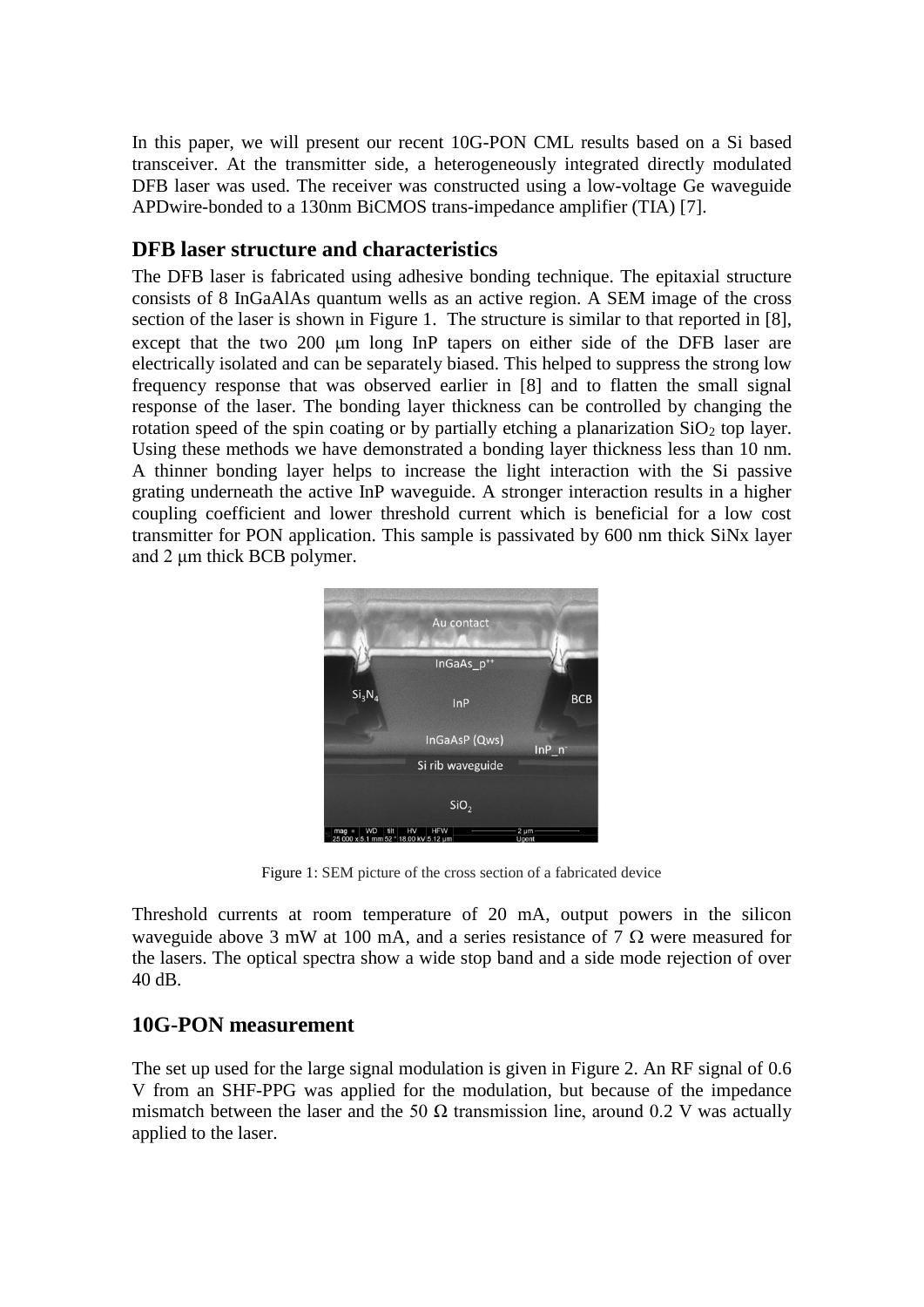In this paper, we will present our recent 10G-PON CML results based on a Si based transceiver. At the transmitter side, a heterogeneously integrated directly modulated DFB laser was used. The receiver was constructed using a low-voltage Ge waveguide APDwire-bonded to a 130nm BiCMOS trans-impedance amplifier (TIA) [7].

## DFB laser structure and characteristics

The DFB laser is fabricated using adhesive bonding technique. The epitaxial structure consists of 8 InGaAlAs quantum wells as an active region. A SEM image of the cross section of the laser is shown in Figure 1. The structure is similar to that reported in [8], except that the two 200 μm long InP tapers on either side of the DFB laser are electrically isolated and can be separately biased. This helped to suppress the strong low frequency response that was observed earlier in [8] and to flatten the small signal response of the laser. The bonding layer thickness can be controlled by changing the rotation speed of the spin coating or by partially etching a planarization $SiO_2$ top layer. Using these methods we have demonstrated a bonding layer thickness less than 10 nm. A thinner bonding layer helps to increase the light interaction with the Si passive grating underneath the active InP waveguide. A stronger interaction results in a higher coupling coefficient and lower threshold current which is beneficial for a low cost transmitter for PON application. This sample is passivated by 600 nm thick SiNx layer and 2 μm thick BCB polymer.

Figure 1: SEM picture of the cross section of a fabricated device

Threshold currents at room temperature of 20 mA, output powers in the silicon waveguide above 3 mW at 100 mA, and a series resistance of 7 Ω were measured for the lasers. The optical spectra show a wide stop band and a side mode rejection of over 40 dB.

## 10G-PON measurement

The set up used for the large signal modulation is given in Figure 2. An RF signal of 0.6 V from an SHF-PPG was applied for the modulation, but because of the impedance mismatch between the laser and the 50 Ω transmission line, around 0.2 V was actually applied to the laser.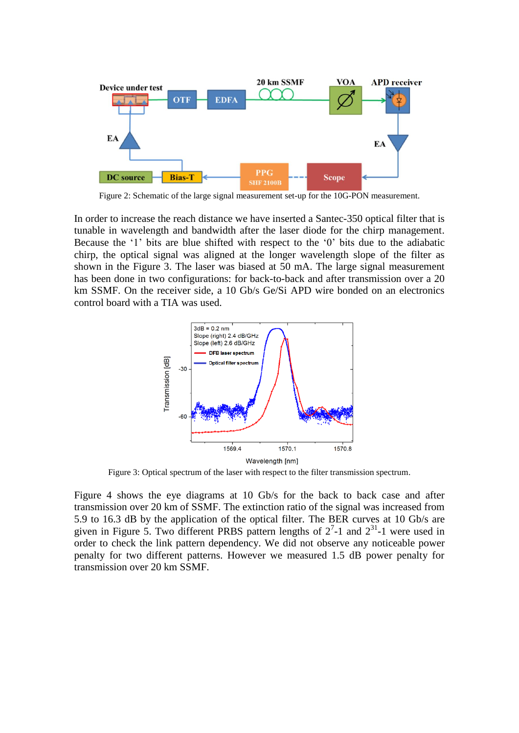Figure 2: Schematic of the large signal measurement set-up for the 10G-PON measurement.

In order to increase the reach distance we have inserted a Santec-350 optical filter that is tunable in wavelength and bandwidth after the laser diode for the chirp management. Because the '1' bits are blue shifted with respect to the '0' bits due to the adiabatic chirp, the optical signal was aligned at the longer wavelength slope of the filter as shown in the Figure 3. The laser was biased at 50 mA. The large signal measurement has been done in two configurations: for back-to-back and after transmission over a 20 km SSMF. On the receiver side, a 10 Gb/s Ge/Si APD wire bonded on an electronics control board with a TIA was used.

Figure 3: Optical spectrum of the laser with respect to the filter transmission spectrum.

Figure 4 shows the eye diagrams at 10 Gb/s for the back to back case and after transmission over 20 km of SSMF. The extinction ratio of the signal was increased from 5.9 to 16.3 dB by the application of the optical filter. The BER curves at 10 Gb/s are given in Figure 5. Two different PRBS pattern lengths of $2^7$-1 and $2^{31}$-1 were used in order to check the link pattern dependency. We did not observe any noticeable power penalty for two different patterns. However we measured 1.5 dB power penalty for transmission over 20 km SSMF.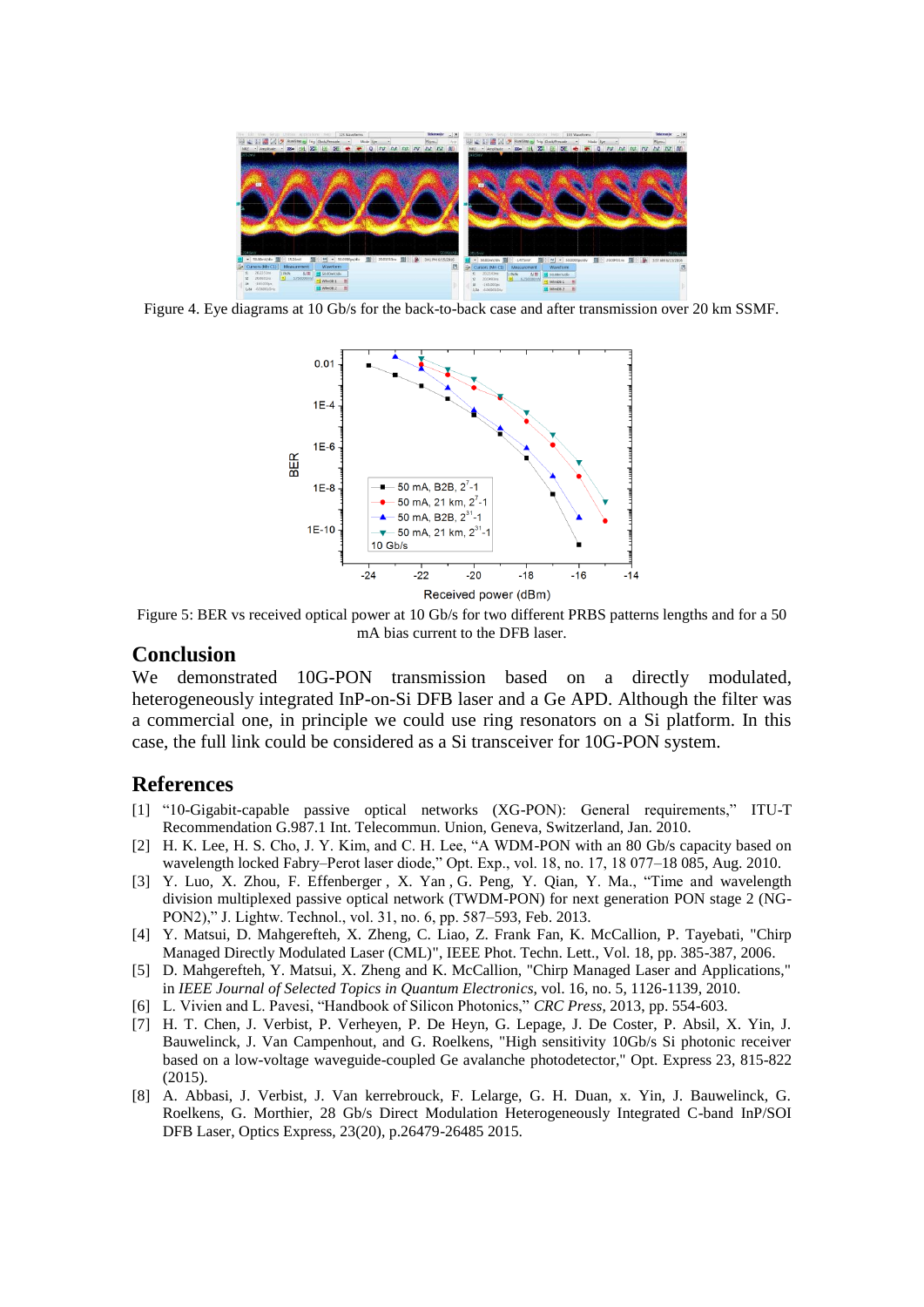Figure 4. Eye diagrams at 10 Gb/s for the back-to-back case and after transmission over 20 km SSMF.

0.01
1E-4
1E-6
1E-8
1E-10
BER
50 mA, B2B, $2^7$-1
50 mA, 21 km, $2^7$-1
50 mA, B2B, $2^{31}$-1
50 mA, 21 km, $2^{31}$-1
10 Gb/s
-24
-22
-20
-18
-16
-14
Received power (dBm)

Figure 5: BER vs received optical power at 10 Gb/s for two different PRBS patterns lengths and for a 50 mA bias current to the DFB laser.

## Conclusion

We demonstrated 10G-PON transmission based on a directly modulated, heterogeneously integrated InP-on-Si DFB laser and a Ge APD. Although the filter was a commercial one, in principle we could use ring resonators on a Si platform. In this case, the full link could be considered as a Si transceiver for 10G-PON system.

## References

[1] "10-Gigabit-capable passive optical networks (XG-PON): General requirements," ITU-T Recommendation G.987.1 Int. Telecommun. Union, Geneva, Switzerland, Jan. 2010.

[2] H. K. Lee, H. S. Cho, J. Y. Kim, and C. H. Lee, "A WDM-PON with an 80 Gb/s capacity based on wavelength locked Fabry–Perot laser diode," Opt. Exp., vol. 18, no. 17, 18 077–18 085, Aug. 2010.

[3] Y. Luo, X. Zhou, F. Effenberger , X. Yan , G. Peng, Y. Qian, Y. Ma., "Time and wavelength division multiplexed passive optical network (TWDM-PON) for next generation PON stage 2 (NG-PON2)," J. Lightw. Technol., vol. 31, no. 6, pp. 587–593, Feb. 2013.

[4] Y. Matsui, D. Mahgerefteh, X. Zheng, C. Liao, Z. Frank Fan, K. McCallion, P. Tayebati, "Chirp Managed Directly Modulated Laser (CML)", IEEE Phot. Techn. Lett., Vol. 18, pp. 385-387, 2006.

[5] D. Mahgerefteh, Y. Matsui, X. Zheng and K. McCallion, "Chirp Managed Laser and Applications," in *IEEE Journal of Selected Topics in Quantum Electronics*, vol. 16, no. 5, 1126-1139, 2010.

[6] L. Vivien and L. Pavesi, "Handbook of Silicon Photonics," *CRC Press*, 2013, pp. 554-603.

[7] H. T. Chen, J. Verbist, P. Verheyen, P. De Heyn, G. Lepage, J. De Coster, P. Absil, X. Yin, J. Bauwelinck, J. Van Campenhout, and G. Roelkens, "High sensitivity 10Gb/s Si photonic receiver based on a low-voltage waveguide-coupled Ge avalanche photodetector," Opt. Express 23, 815-822 (2015).

[8] A. Abbasi, J. Verbist, J. Van kerrebrouck, F. Lelarge, G. H. Duan, x. Yin, J. Bauwelinck, G. Roelkens, G. Morthier, 28 Gb/s Direct Modulation Heterogeneously Integrated C-band InP/SOI DFB Laser, Optics Express, 23(20), p.26479-26485 2015.